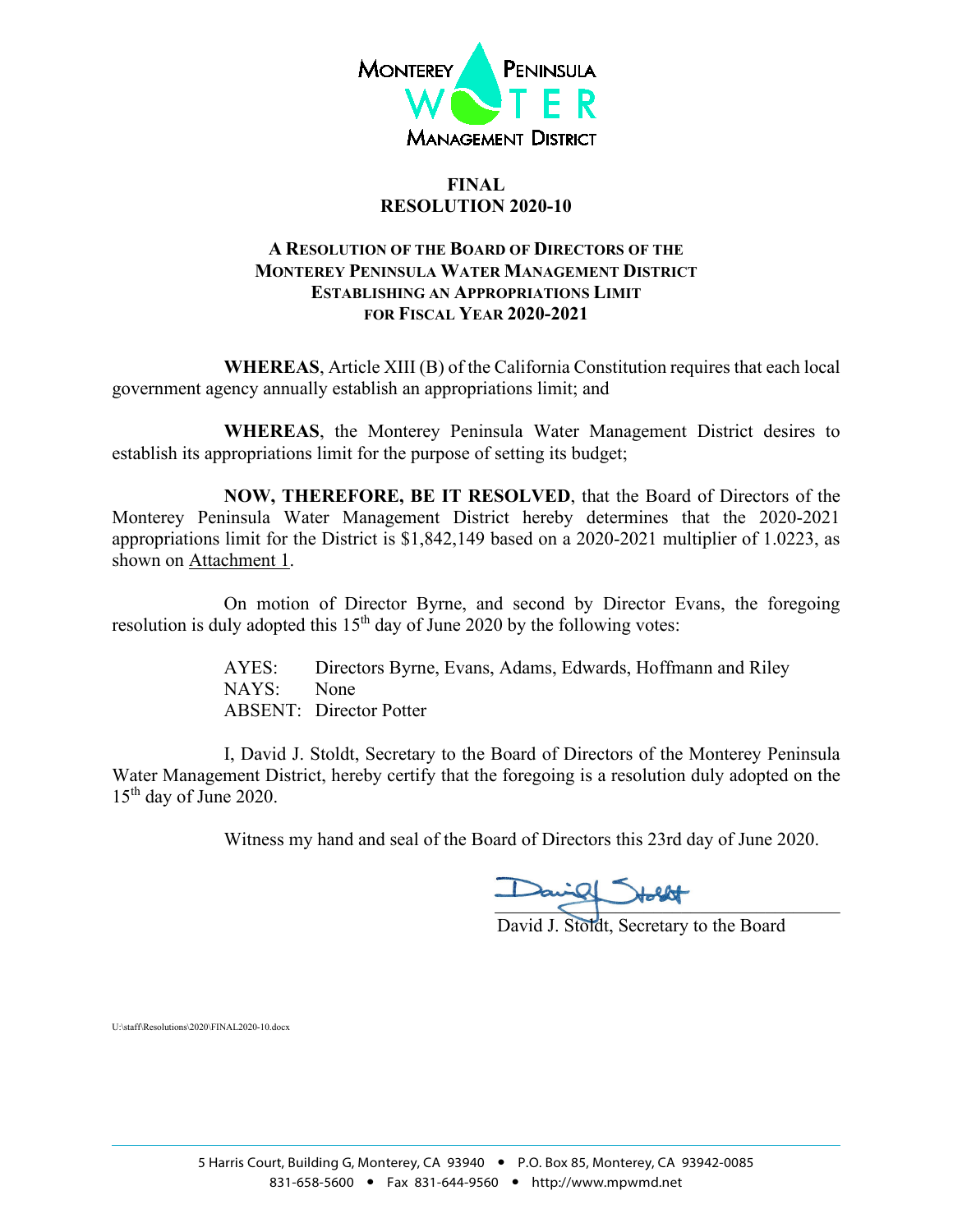MONTEREY PENINSULA WATER MANAGEMENT DISTRICT

# FINAL
# RESOLUTION 2020-10

## A RESOLUTION OF THE BOARD OF DIRECTORS OF THE MONTEREY PENINSULA WATER MANAGEMENT DISTRICT ESTABLISHING AN APPROPRIATIONS LIMIT FOR FISCAL YEAR 2020-2021

**WHEREAS**, Article XIII (B) of the California Constitution requires that each local government agency annually establish an appropriations limit; and

**WHEREAS**, the Monterey Peninsula Water Management District desires to establish its appropriations limit for the purpose of setting its budget;

**NOW, THEREFORE, BE IT RESOLVED**, that the Board of Directors of the Monterey Peninsula Water Management District hereby determines that the 2020-2021 appropriations limit for the District is $1,842,149 based on a 2020-2021 multiplier of 1.0223, as shown on Attachment 1.

On motion of Director Byrne, and second by Director Evans, the foregoing resolution is duly adopted this 15th day of June 2020 by the following votes:

AYES: Directors Byrne, Evans, Adams, Edwards, Hoffmann and Riley
NAYS: None
ABSENT: Director Potter

I, David J. Stoldt, Secretary to the Board of Directors of the Monterey Peninsula Water Management District, hereby certify that the foregoing is a resolution duly adopted on the 15th day of June 2020.

Witness my hand and seal of the Board of Directors this 23rd day of June 2020.

David J. Stoldt, Secretary to the Board

U:\staff\Resolutions\2020\FINAL2020-10.docx

5 Harris Court, Building G, Monterey, CA 93940 • P.O. Box 85, Monterey, CA 93942-0085
831-658-5600 • Fax 831-644-9560 • http://www.mpwmd.net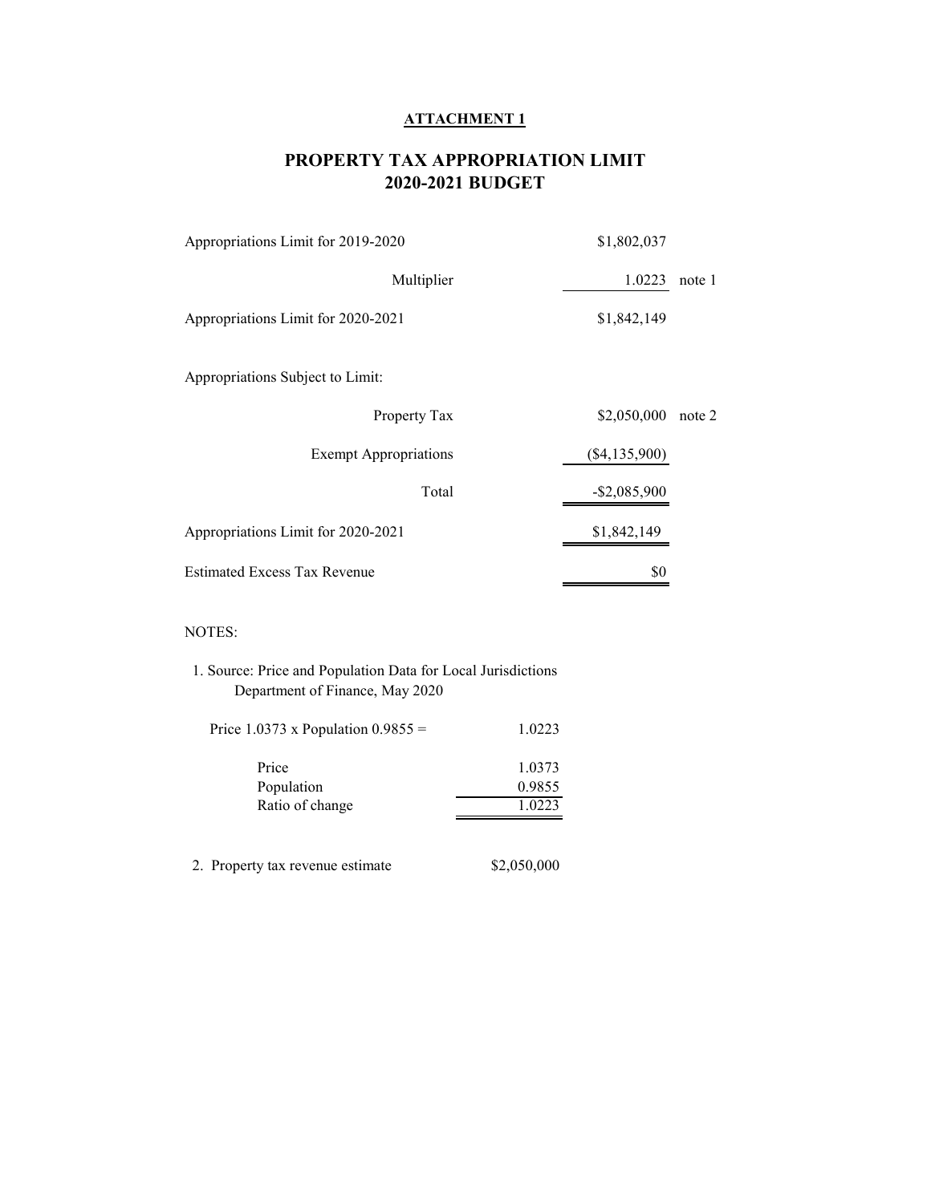**ATTACHMENT 1**

# PROPERTY TAX APPROPRIATION LIMIT
## 2020-2021 BUDGET

| | | |
|---|---|---|
| Appropriations Limit for 2019-2020 | $1,802,037 | |
| Multiplier | 1.0223 | note 1 |
| Appropriations Limit for 2020-2021 | $1,842,149 | |
| | | |
| Appropriations Subject to Limit: | | |
| Property Tax | $2,050,000 | note 2 |
| Exempt Appropriations | ($4,135,900) | |
| Total | -$2,085,900 | |
| Appropriations Limit for 2020-2021 | $1,842,149 | |
| Estimated Excess Tax Revenue | $0 | |

NOTES:

1. Source: Price and Population Data for Local Jurisdictions
   Department of Finance, May 2020

| | |
|---|---|
| Price 1.0373 x Population 0.9855 = | 1.0223 |
| Price | 1.0373 |
| Population | 0.9855 |
| Ratio of change | 1.0223 |

2. Property tax revenue estimate $2,050,000